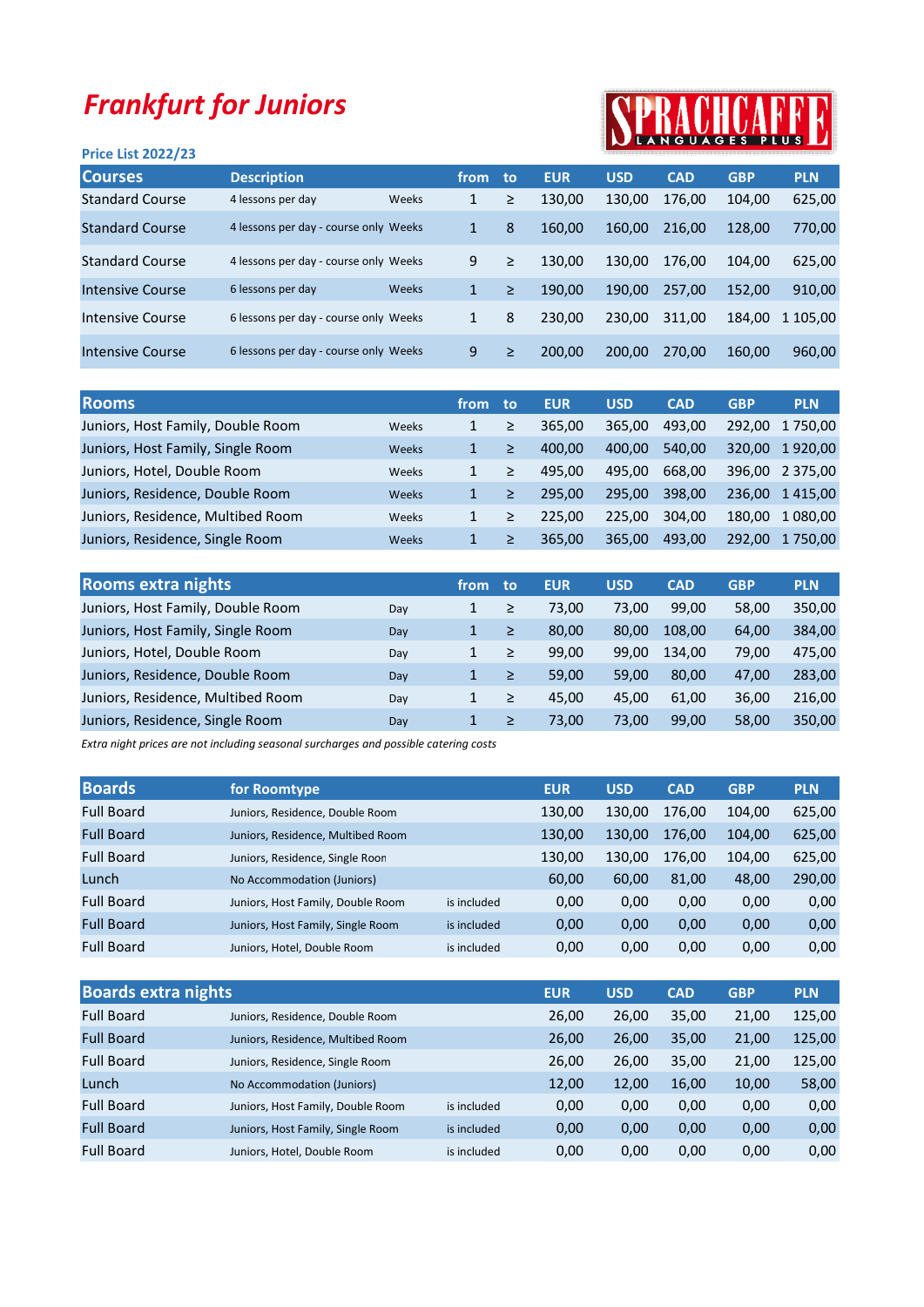# Frankfurt for Juniors

SPRACHCAFFE LANGUAGES PLUS

**Price List 2022/23**

| Courses | Description | | from | to | EUR | USD | CAD | GBP | PLN |
|---|---|---|---|---|---|---|---|---|---|
| Standard Course | 4 lessons per day | Weeks | 1 | ≥ | 130,00 | 130,00 | 176,00 | 104,00 | 625,00 |
| Standard Course | 4 lessons per day - course only | Weeks | 1 | 8 | 160,00 | 160,00 | 216,00 | 128,00 | 770,00 |
| Standard Course | 4 lessons per day - course only | Weeks | 9 | ≥ | 130,00 | 130,00 | 176,00 | 104,00 | 625,00 |
| Intensive Course | 6 lessons per day | Weeks | 1 | ≥ | 190,00 | 190,00 | 257,00 | 152,00 | 910,00 |
| Intensive Course | 6 lessons per day - course only | Weeks | 1 | 8 | 230,00 | 230,00 | 311,00 | 184,00 | 1 105,00 |
| Intensive Course | 6 lessons per day - course only | Weeks | 9 | ≥ | 200,00 | 200,00 | 270,00 | 160,00 | 960,00 |

| Rooms | | from | to | EUR | USD | CAD | GBP | PLN |
|---|---|---|---|---|---|---|---|---|
| Juniors, Host Family, Double Room | Weeks | 1 | ≥ | 365,00 | 365,00 | 493,00 | 292,00 | 1 750,00 |
| Juniors, Host Family, Single Room | Weeks | 1 | ≥ | 400,00 | 400,00 | 540,00 | 320,00 | 1 920,00 |
| Juniors, Hotel, Double Room | Weeks | 1 | ≥ | 495,00 | 495,00 | 668,00 | 396,00 | 2 375,00 |
| Juniors, Residence, Double Room | Weeks | 1 | ≥ | 295,00 | 295,00 | 398,00 | 236,00 | 1 415,00 |
| Juniors, Residence, Multibed Room | Weeks | 1 | ≥ | 225,00 | 225,00 | 304,00 | 180,00 | 1 080,00 |
| Juniors, Residence, Single Room | Weeks | 1 | ≥ | 365,00 | 365,00 | 493,00 | 292,00 | 1 750,00 |

| Rooms extra nights | | from | to | EUR | USD | CAD | GBP | PLN |
|---|---|---|---|---|---|---|---|---|
| Juniors, Host Family, Double Room | Day | 1 | ≥ | 73,00 | 73,00 | 99,00 | 58,00 | 350,00 |
| Juniors, Host Family, Single Room | Day | 1 | ≥ | 80,00 | 80,00 | 108,00 | 64,00 | 384,00 |
| Juniors, Hotel, Double Room | Day | 1 | ≥ | 99,00 | 99,00 | 134,00 | 79,00 | 475,00 |
| Juniors, Residence, Double Room | Day | 1 | ≥ | 59,00 | 59,00 | 80,00 | 47,00 | 283,00 |
| Juniors, Residence, Multibed Room | Day | 1 | ≥ | 45,00 | 45,00 | 61,00 | 36,00 | 216,00 |
| Juniors, Residence, Single Room | Day | 1 | ≥ | 73,00 | 73,00 | 99,00 | 58,00 | 350,00 |

*Extra night prices are not including seasonal surcharges and possible catering costs*

| Boards | for Roomtype | | EUR | USD | CAD | GBP | PLN |
|---|---|---|---|---|---|---|---|
| Full Board | Juniors, Residence, Double Room | | 130,00 | 130,00 | 176,00 | 104,00 | 625,00 |
| Full Board | Juniors, Residence, Multibed Room | | 130,00 | 130,00 | 176,00 | 104,00 | 625,00 |
| Full Board | Juniors, Residence, Single Roon | | 130,00 | 130,00 | 176,00 | 104,00 | 625,00 |
| Lunch | No Accommodation (Juniors) | | 60,00 | 60,00 | 81,00 | 48,00 | 290,00 |
| Full Board | Juniors, Host Family, Double Room | is included | 0,00 | 0,00 | 0,00 | 0,00 | 0,00 |
| Full Board | Juniors, Host Family, Single Room | is included | 0,00 | 0,00 | 0,00 | 0,00 | 0,00 |
| Full Board | Juniors, Hotel, Double Room | is included | 0,00 | 0,00 | 0,00 | 0,00 | 0,00 |

| Boards extra nights | | | EUR | USD | CAD | GBP | PLN |
|---|---|---|---|---|---|---|---|
| Full Board | Juniors, Residence, Double Room | | 26,00 | 26,00 | 35,00 | 21,00 | 125,00 |
| Full Board | Juniors, Residence, Multibed Room | | 26,00 | 26,00 | 35,00 | 21,00 | 125,00 |
| Full Board | Juniors, Residence, Single Room | | 26,00 | 26,00 | 35,00 | 21,00 | 125,00 |
| Lunch | No Accommodation (Juniors) | | 12,00 | 12,00 | 16,00 | 10,00 | 58,00 |
| Full Board | Juniors, Host Family, Double Room | is included | 0,00 | 0,00 | 0,00 | 0,00 | 0,00 |
| Full Board | Juniors, Host Family, Single Room | is included | 0,00 | 0,00 | 0,00 | 0,00 | 0,00 |
| Full Board | Juniors, Hotel, Double Room | is included | 0,00 | 0,00 | 0,00 | 0,00 | 0,00 |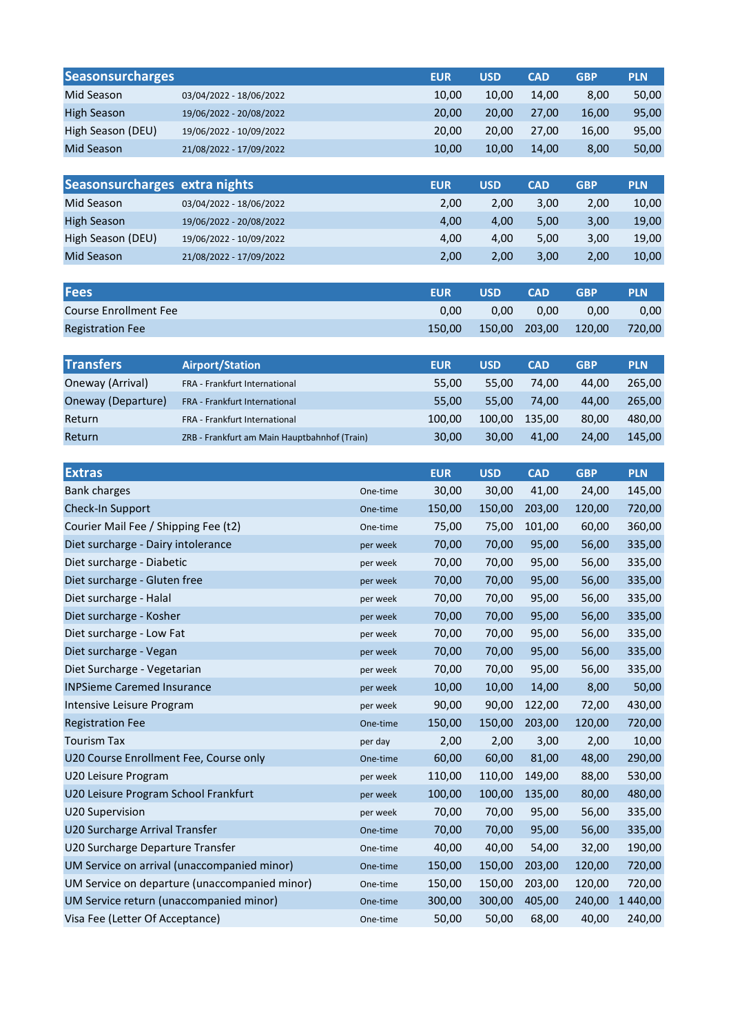| Seasonsurcharges | | EUR | USD | CAD | GBP | PLN |
|---|---|---|---|---|---|---|
| Mid Season | 03/04/2022 - 18/06/2022 | 10,00 | 10,00 | 14,00 | 8,00 | 50,00 |
| High Season | 19/06/2022 - 20/08/2022 | 20,00 | 20,00 | 27,00 | 16,00 | 95,00 |
| High Season (DEU) | 19/06/2022 - 10/09/2022 | 20,00 | 20,00 | 27,00 | 16,00 | 95,00 |
| Mid Season | 21/08/2022 - 17/09/2022 | 10,00 | 10,00 | 14,00 | 8,00 | 50,00 |

| Seasonsurcharges | extra nights | EUR | USD | CAD | GBP | PLN |
|---|---|---|---|---|---|---|
| Mid Season | 03/04/2022 - 18/06/2022 | 2,00 | 2,00 | 3,00 | 2,00 | 10,00 |
| High Season | 19/06/2022 - 20/08/2022 | 4,00 | 4,00 | 5,00 | 3,00 | 19,00 |
| High Season (DEU) | 19/06/2022 - 10/09/2022 | 4,00 | 4,00 | 5,00 | 3,00 | 19,00 |
| Mid Season | 21/08/2022 - 17/09/2022 | 2,00 | 2,00 | 3,00 | 2,00 | 10,00 |

| Fees | EUR | USD | CAD | GBP | PLN |
|---|---|---|---|---|---|
| Course Enrollment Fee | 0,00 | 0,00 | 0,00 | 0,00 | 0,00 |
| Registration Fee | 150,00 | 150,00 | 203,00 | 120,00 | 720,00 |

| Transfers | Airport/Station | EUR | USD | CAD | GBP | PLN |
|---|---|---|---|---|---|---|
| Oneway (Arrival) | FRA - Frankfurt International | 55,00 | 55,00 | 74,00 | 44,00 | 265,00 |
| Oneway (Departure) | FRA - Frankfurt International | 55,00 | 55,00 | 74,00 | 44,00 | 265,00 |
| Return | FRA - Frankfurt International | 100,00 | 100,00 | 135,00 | 80,00 | 480,00 |
| Return | ZRB - Frankfurt am Main Hauptbahnhof (Train) | 30,00 | 30,00 | 41,00 | 24,00 | 145,00 |

| Extras | | EUR | USD | CAD | GBP | PLN |
|---|---|---|---|---|---|---|
| Bank charges | One-time | 30,00 | 30,00 | 41,00 | 24,00 | 145,00 |
| Check-In Support | One-time | 150,00 | 150,00 | 203,00 | 120,00 | 720,00 |
| Courier Mail Fee / Shipping Fee (t2) | One-time | 75,00 | 75,00 | 101,00 | 60,00 | 360,00 |
| Diet surcharge - Dairy intolerance | per week | 70,00 | 70,00 | 95,00 | 56,00 | 335,00 |
| Diet surcharge - Diabetic | per week | 70,00 | 70,00 | 95,00 | 56,00 | 335,00 |
| Diet surcharge - Gluten free | per week | 70,00 | 70,00 | 95,00 | 56,00 | 335,00 |
| Diet surcharge - Halal | per week | 70,00 | 70,00 | 95,00 | 56,00 | 335,00 |
| Diet surcharge - Kosher | per week | 70,00 | 70,00 | 95,00 | 56,00 | 335,00 |
| Diet surcharge - Low Fat | per week | 70,00 | 70,00 | 95,00 | 56,00 | 335,00 |
| Diet surcharge - Vegan | per week | 70,00 | 70,00 | 95,00 | 56,00 | 335,00 |
| Diet Surcharge - Vegetarian | per week | 70,00 | 70,00 | 95,00 | 56,00 | 335,00 |
| INPSieme Caremed Insurance | per week | 10,00 | 10,00 | 14,00 | 8,00 | 50,00 |
| Intensive Leisure Program | per week | 90,00 | 90,00 | 122,00 | 72,00 | 430,00 |
| Registration Fee | One-time | 150,00 | 150,00 | 203,00 | 120,00 | 720,00 |
| Tourism Tax | per day | 2,00 | 2,00 | 3,00 | 2,00 | 10,00 |
| U20 Course Enrollment Fee, Course only | One-time | 60,00 | 60,00 | 81,00 | 48,00 | 290,00 |
| U20 Leisure Program | per week | 110,00 | 110,00 | 149,00 | 88,00 | 530,00 |
| U20 Leisure Program School Frankfurt | per week | 100,00 | 100,00 | 135,00 | 80,00 | 480,00 |
| U20 Supervision | per week | 70,00 | 70,00 | 95,00 | 56,00 | 335,00 |
| U20 Surcharge Arrival Transfer | One-time | 70,00 | 70,00 | 95,00 | 56,00 | 335,00 |
| U20 Surcharge Departure Transfer | One-time | 40,00 | 40,00 | 54,00 | 32,00 | 190,00 |
| UM Service on arrival (unaccompanied minor) | One-time | 150,00 | 150,00 | 203,00 | 120,00 | 720,00 |
| UM Service on departure (unaccompanied minor) | One-time | 150,00 | 150,00 | 203,00 | 120,00 | 720,00 |
| UM Service return (unaccompanied minor) | One-time | 300,00 | 300,00 | 405,00 | 240,00 | 1 440,00 |
| Visa Fee (Letter Of Acceptance) | One-time | 50,00 | 50,00 | 68,00 | 40,00 | 240,00 |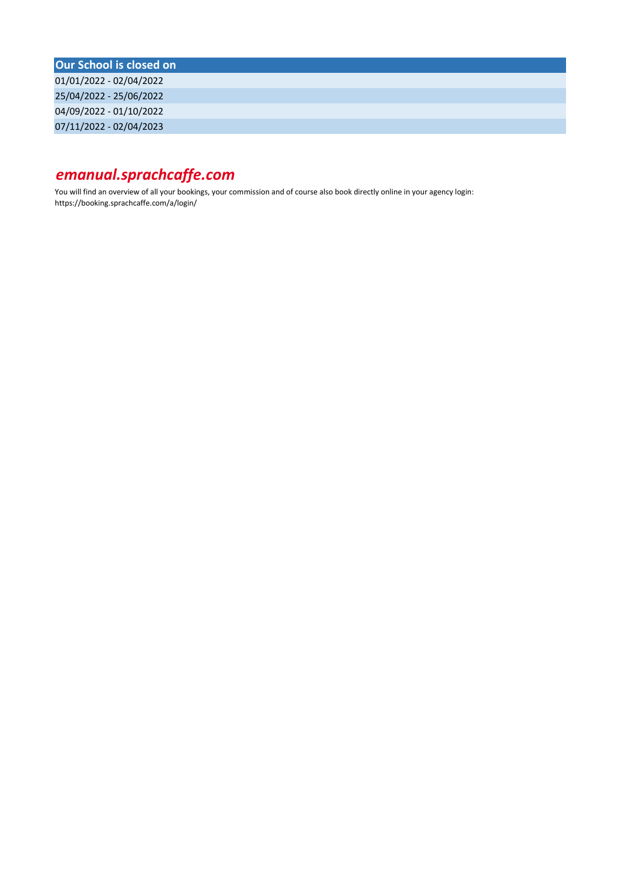| Our School is closed on |
| --- |
| 01/01/2022 - 02/04/2022 |
| 25/04/2022 - 25/06/2022 |
| 04/09/2022 - 01/10/2022 |
| 07/11/2022 - 02/04/2023 |

## *emanual.sprachcaffe.com*

You will find an overview of all your bookings, your commission and of course also book directly online in your agency login:
https://booking.sprachcaffe.com/a/login/